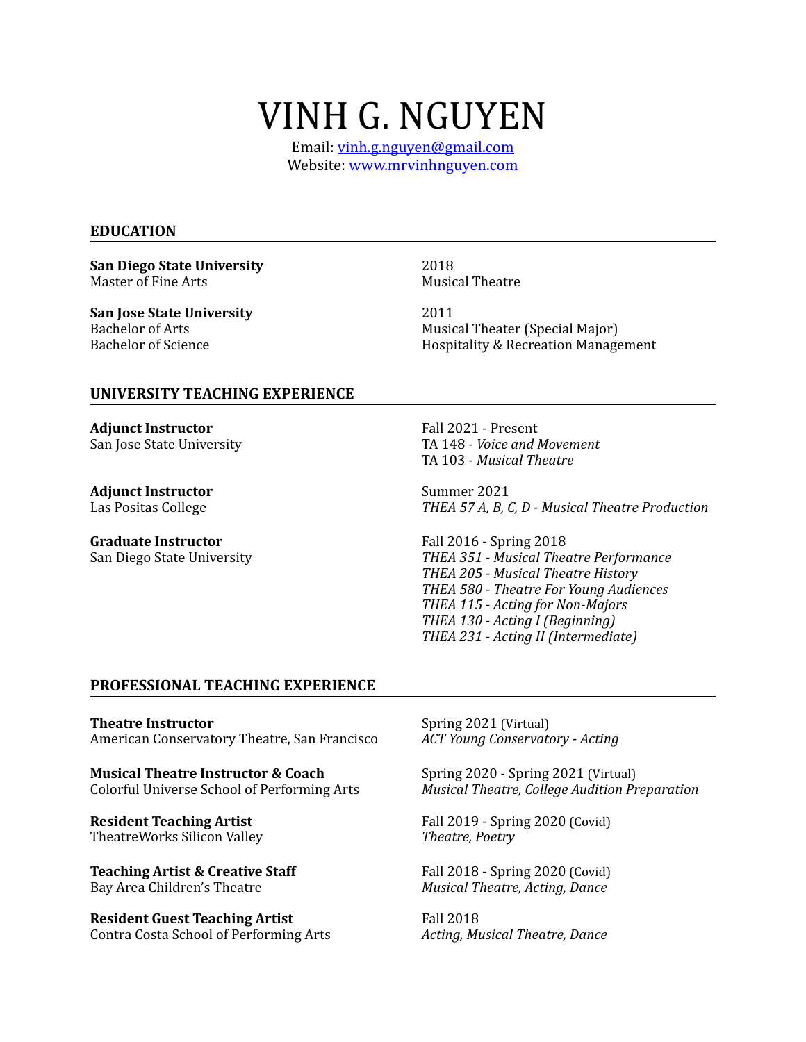# VINH G. NGUYEN

Email: vinh.g.nguyen@gmail.com
Website: www.mrvinhnguyen.com

## EDUCATION

**San Diego State University**
Master of Fine Arts
2018
Musical Theatre

**San Jose State University**
Bachelor of Arts
Bachelor of Science
2011
Musical Theater (Special Major)
Hospitality & Recreation Management

## UNIVERSITY TEACHING EXPERIENCE

**Adjunct Instructor**
San Jose State University
Fall 2021 - Present
TA 148 - *Voice and Movement*
TA 103 - *Musical Theatre*

**Adjunct Instructor**
Las Positas College
Summer 2021
*THEA 57 A, B, C, D - Musical Theatre Production*

**Graduate Instructor**
San Diego State University
Fall 2016 - Spring 2018
*THEA 351 - Musical Theatre Performance*
*THEA 205 - Musical Theatre History*
*THEA 580 - Theatre For Young Audiences*
*THEA 115 - Acting for Non-Majors*
*THEA 130 - Acting I (Beginning)*
*THEA 231 - Acting II (Intermediate)*

## PROFESSIONAL TEACHING EXPERIENCE

**Theatre Instructor**
American Conservatory Theatre, San Francisco
Spring 2021 (Virtual)
*ACT Young Conservatory - Acting*

**Musical Theatre Instructor & Coach**
Colorful Universe School of Performing Arts
Spring 2020 - Spring 2021 (Virtual)
*Musical Theatre, College Audition Preparation*

**Resident Teaching Artist**
TheatreWorks Silicon Valley
Fall 2019 - Spring 2020 (Covid)
*Theatre, Poetry*

**Teaching Artist & Creative Staff**
Bay Area Children's Theatre
Fall 2018 - Spring 2020 (Covid)
*Musical Theatre, Acting, Dance*

**Resident Guest Teaching Artist**
Contra Costa School of Performing Arts
Fall 2018
*Acting, Musical Theatre, Dance*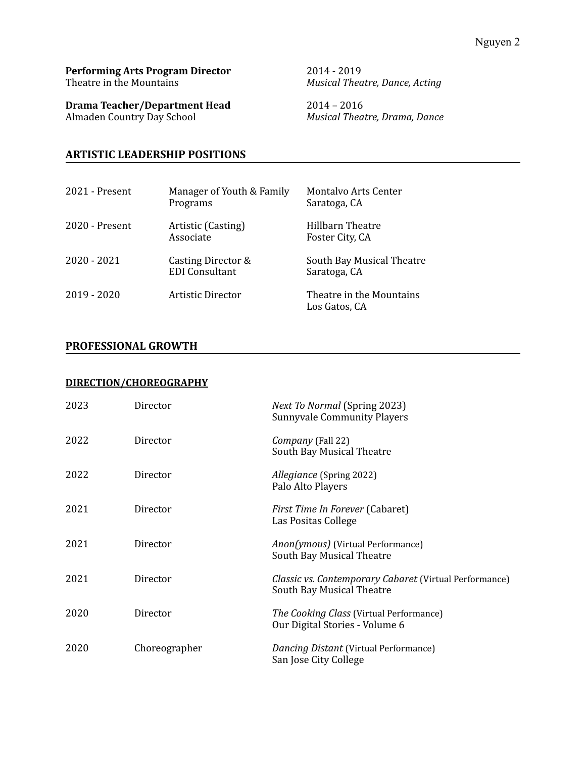**Performing Arts Program Director** — 2014 - 2019
Theatre in the Mountains — *Musical Theatre, Dance, Acting*

**Drama Teacher/Department Head** — 2014 – 2016
Almaden Country Day School — *Musical Theatre, Drama, Dance*

## ARTISTIC LEADERSHIP POSITIONS

| | | |
|---|---|---|
| 2021 - Present | Manager of Youth & Family Programs | Montalvo Arts Center<br>Saratoga, CA |
| 2020 - Present | Artistic (Casting) Associate | Hillbarn Theatre<br>Foster City, CA |
| 2020 - 2021 | Casting Director & EDI Consultant | South Bay Musical Theatre<br>Saratoga, CA |
| 2019 - 2020 | Artistic Director | Theatre in the Mountains<br>Los Gatos, CA |

## PROFESSIONAL GROWTH

### DIRECTION/CHOREOGRAPHY

| | | |
|---|---|---|
| 2023 | Director | *Next To Normal* (Spring 2023)<br>Sunnyvale Community Players |
| 2022 | Director | *Company* (Fall 22)<br>South Bay Musical Theatre |
| 2022 | Director | *Allegiance* (Spring 2022)<br>Palo Alto Players |
| 2021 | Director | *First Time In Forever* (Cabaret)<br>Las Positas College |
| 2021 | Director | *Anon(ymous)* (Virtual Performance)<br>South Bay Musical Theatre |
| 2021 | Director | *Classic vs. Contemporary Cabaret* (Virtual Performance)<br>South Bay Musical Theatre |
| 2020 | Director | *The Cooking Class* (Virtual Performance)<br>Our Digital Stories - Volume 6 |
| 2020 | Choreographer | *Dancing Distant* (Virtual Performance)<br>San Jose City College |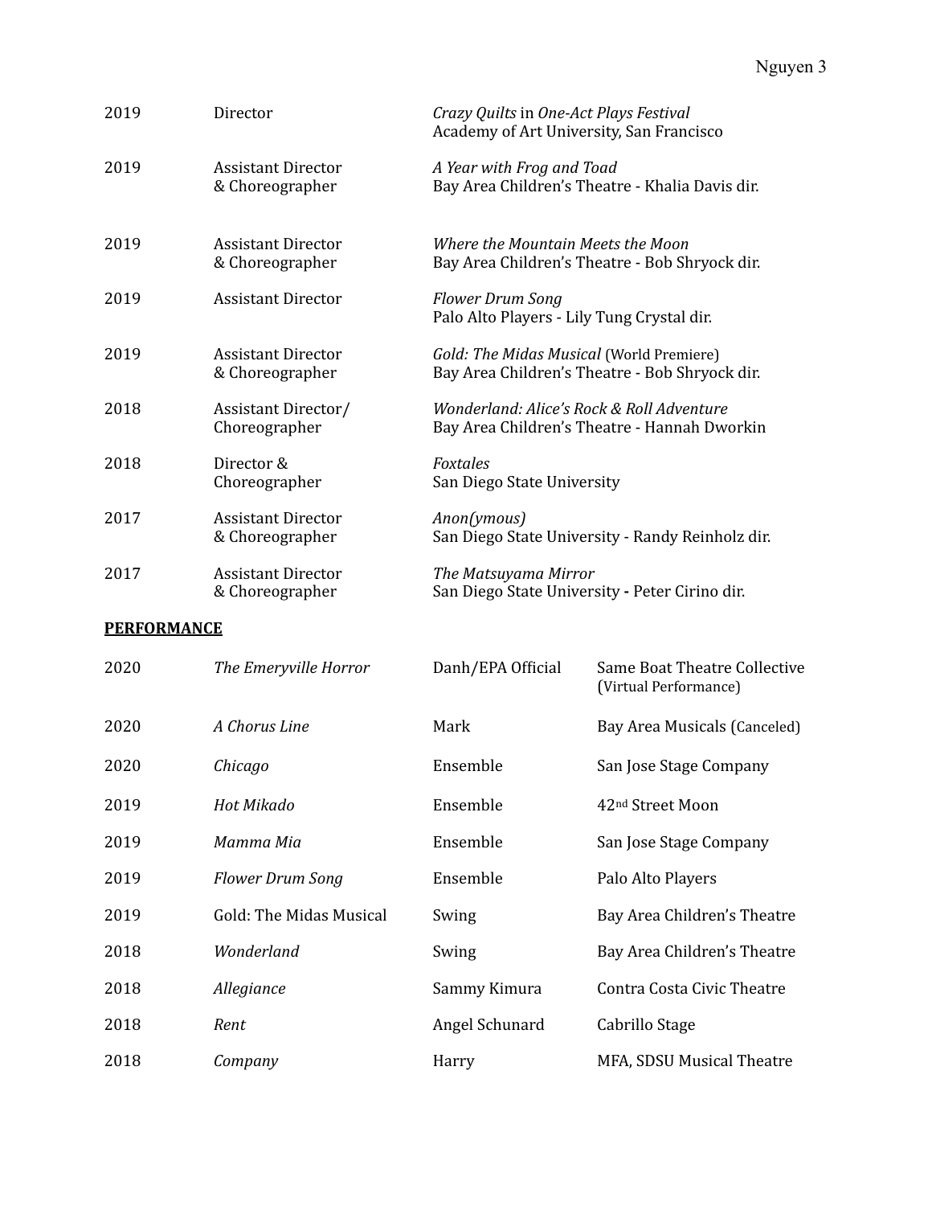| | | |
|---|---|---|
| 2019 | Director | *Crazy Quilts* in *One-Act Plays Festival*<br>Academy of Art University, San Francisco |
| 2019 | Assistant Director & Choreographer | *A Year with Frog and Toad*<br>Bay Area Children's Theatre - Khalia Davis dir. |
| 2019 | Assistant Director & Choreographer | *Where the Mountain Meets the Moon*<br>Bay Area Children's Theatre - Bob Shryock dir. |
| 2019 | Assistant Director | *Flower Drum Song*<br>Palo Alto Players - Lily Tung Crystal dir. |
| 2019 | Assistant Director & Choreographer | *Gold: The Midas Musical* (World Premiere)<br>Bay Area Children's Theatre - Bob Shryock dir. |
| 2018 | Assistant Director/ Choreographer | *Wonderland: Alice's Rock & Roll Adventure*<br>Bay Area Children's Theatre - Hannah Dworkin |
| 2018 | Director & Choreographer | *Foxtales*<br>San Diego State University |
| 2017 | Assistant Director & Choreographer | *Anon(ymous)*<br>San Diego State University - Randy Reinholz dir. |
| 2017 | Assistant Director & Choreographer | *The Matsuyama Mirror*<br>San Diego State University - Peter Cirino dir. |

**PERFORMANCE**

| | | | |
|---|---|---|---|
| 2020 | *The Emeryville Horror* | Danh/EPA Official | Same Boat Theatre Collective (Virtual Performance) |
| 2020 | *A Chorus Line* | Mark | Bay Area Musicals (Canceled) |
| 2020 | *Chicago* | Ensemble | San Jose Stage Company |
| 2019 | *Hot Mikado* | Ensemble | 42nd Street Moon |
| 2019 | *Mamma Mia* | Ensemble | San Jose Stage Company |
| 2019 | *Flower Drum Song* | Ensemble | Palo Alto Players |
| 2019 | Gold: The Midas Musical | Swing | Bay Area Children's Theatre |
| 2018 | *Wonderland* | Swing | Bay Area Children's Theatre |
| 2018 | *Allegiance* | Sammy Kimura | Contra Costa Civic Theatre |
| 2018 | *Rent* | Angel Schunard | Cabrillo Stage |
| 2018 | *Company* | Harry | MFA, SDSU Musical Theatre |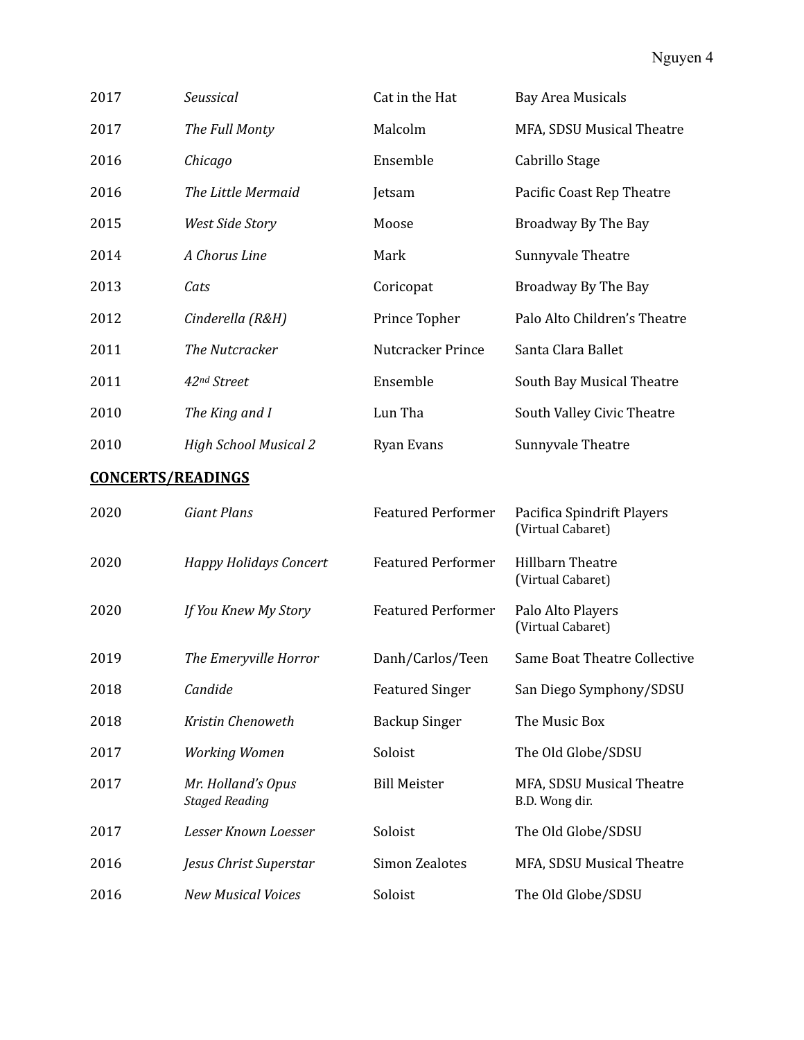| | | | |
|---|---|---|---|
| 2017 | *Seussical* | Cat in the Hat | Bay Area Musicals |
| 2017 | *The Full Monty* | Malcolm | MFA, SDSU Musical Theatre |
| 2016 | *Chicago* | Ensemble | Cabrillo Stage |
| 2016 | *The Little Mermaid* | Jetsam | Pacific Coast Rep Theatre |
| 2015 | *West Side Story* | Moose | Broadway By The Bay |
| 2014 | *A Chorus Line* | Mark | Sunnyvale Theatre |
| 2013 | *Cats* | Coricopat | Broadway By The Bay |
| 2012 | *Cinderella (R&H)* | Prince Topher | Palo Alto Children's Theatre |
| 2011 | *The Nutcracker* | Nutcracker Prince | Santa Clara Ballet |
| 2011 | *42nd Street* | Ensemble | South Bay Musical Theatre |
| 2010 | *The King and I* | Lun Tha | South Valley Civic Theatre |
| 2010 | *High School Musical 2* | Ryan Evans | Sunnyvale Theatre |

## **CONCERTS/READINGS**

| | | | |
|---|---|---|---|
| 2020 | *Giant Plans* | Featured Performer | Pacifica Spindrift Players (Virtual Cabaret) |
| 2020 | *Happy Holidays Concert* | Featured Performer | Hillbarn Theatre (Virtual Cabaret) |
| 2020 | *If You Knew My Story* | Featured Performer | Palo Alto Players (Virtual Cabaret) |
| 2019 | *The Emeryville Horror* | Danh/Carlos/Teen | Same Boat Theatre Collective |
| 2018 | *Candide* | Featured Singer | San Diego Symphony/SDSU |
| 2018 | *Kristin Chenoweth* | Backup Singer | The Music Box |
| 2017 | *Working Women* | Soloist | The Old Globe/SDSU |
| 2017 | *Mr. Holland's Opus* *Staged Reading* | Bill Meister | MFA, SDSU Musical Theatre B.D. Wong dir. |
| 2017 | *Lesser Known Loesser* | Soloist | The Old Globe/SDSU |
| 2016 | *Jesus Christ Superstar* | Simon Zealotes | MFA, SDSU Musical Theatre |
| 2016 | *New Musical Voices* | Soloist | The Old Globe/SDSU |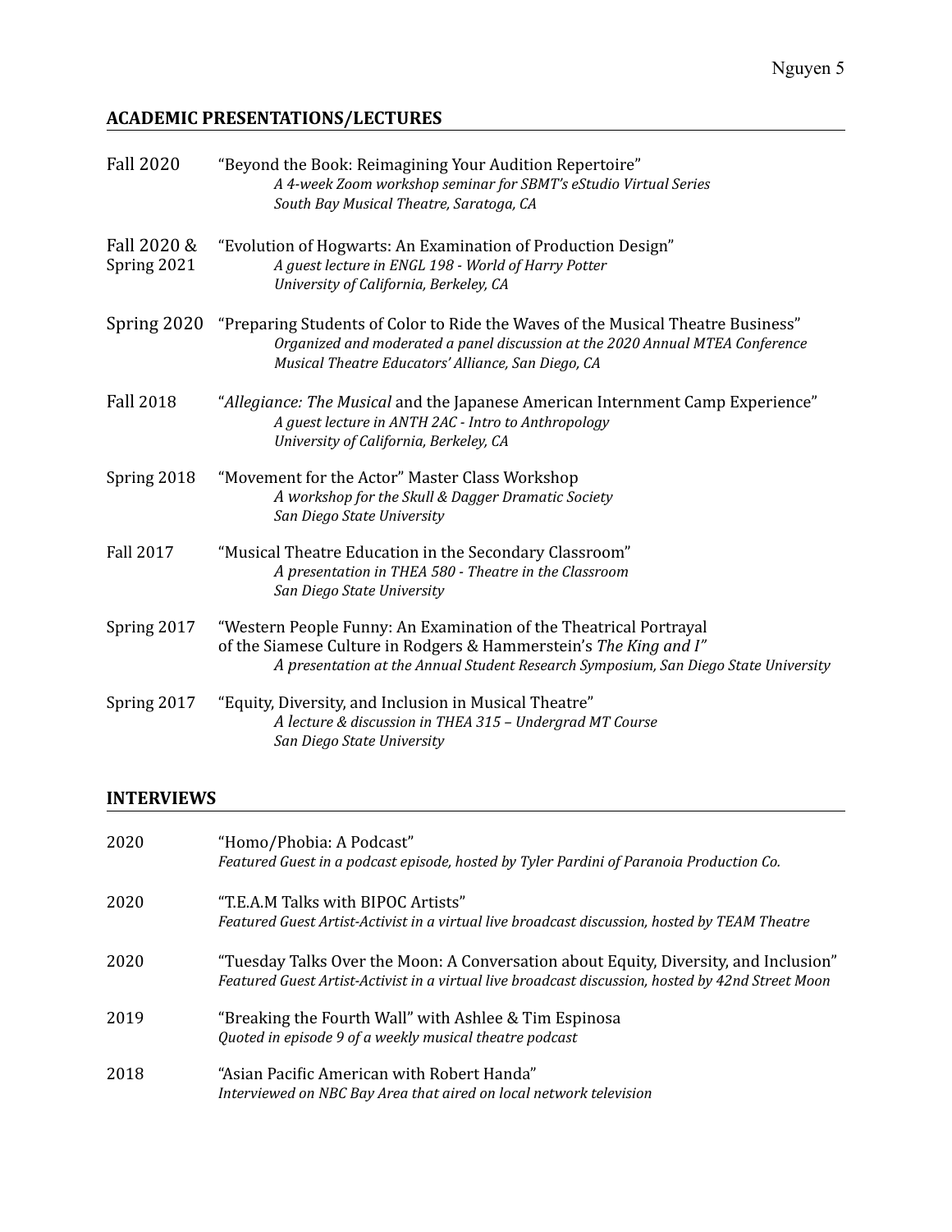## ACADEMIC PRESENTATIONS/LECTURES

Fall 2020 — "Beyond the Book: Reimagining Your Audition Repertoire"
*A 4-week Zoom workshop seminar for SBMT's eStudio Virtual Series*
*South Bay Musical Theatre, Saratoga, CA*

Fall 2020 & Spring 2021 — "Evolution of Hogwarts: An Examination of Production Design"
*A guest lecture in ENGL 198 - World of Harry Potter*
*University of California, Berkeley, CA*

Spring 2020 — "Preparing Students of Color to Ride the Waves of the Musical Theatre Business"
*Organized and moderated a panel discussion at the 2020 Annual MTEA Conference*
*Musical Theatre Educators' Alliance, San Diego, CA*

Fall 2018 — "*Allegiance: The Musical* and the Japanese American Internment Camp Experience"
*A guest lecture in ANTH 2AC - Intro to Anthropology*
*University of California, Berkeley, CA*

Spring 2018 — "Movement for the Actor" Master Class Workshop
*A workshop for the Skull & Dagger Dramatic Society*
*San Diego State University*

Fall 2017 — "Musical Theatre Education in the Secondary Classroom"
*A presentation in THEA 580 - Theatre in the Classroom*
*San Diego State University*

Spring 2017 — "Western People Funny: An Examination of the Theatrical Portrayal of the Siamese Culture in Rodgers & Hammerstein's *The King and I*"
*A presentation at the Annual Student Research Symposium, San Diego State University*

Spring 2017 — "Equity, Diversity, and Inclusion in Musical Theatre"
*A lecture & discussion in THEA 315 – Undergrad MT Course*
*San Diego State University*

## INTERVIEWS

2020 — "Homo/Phobia: A Podcast"
*Featured Guest in a podcast episode, hosted by Tyler Pardini of Paranoia Production Co.*

2020 — "T.E.A.M Talks with BIPOC Artists"
*Featured Guest Artist-Activist in a virtual live broadcast discussion, hosted by TEAM Theatre*

2020 — "Tuesday Talks Over the Moon: A Conversation about Equity, Diversity, and Inclusion"
*Featured Guest Artist-Activist in a virtual live broadcast discussion, hosted by 42nd Street Moon*

2019 — "Breaking the Fourth Wall" with Ashlee & Tim Espinosa
*Quoted in episode 9 of a weekly musical theatre podcast*

2018 — "Asian Pacific American with Robert Handa"
*Interviewed on NBC Bay Area that aired on local network television*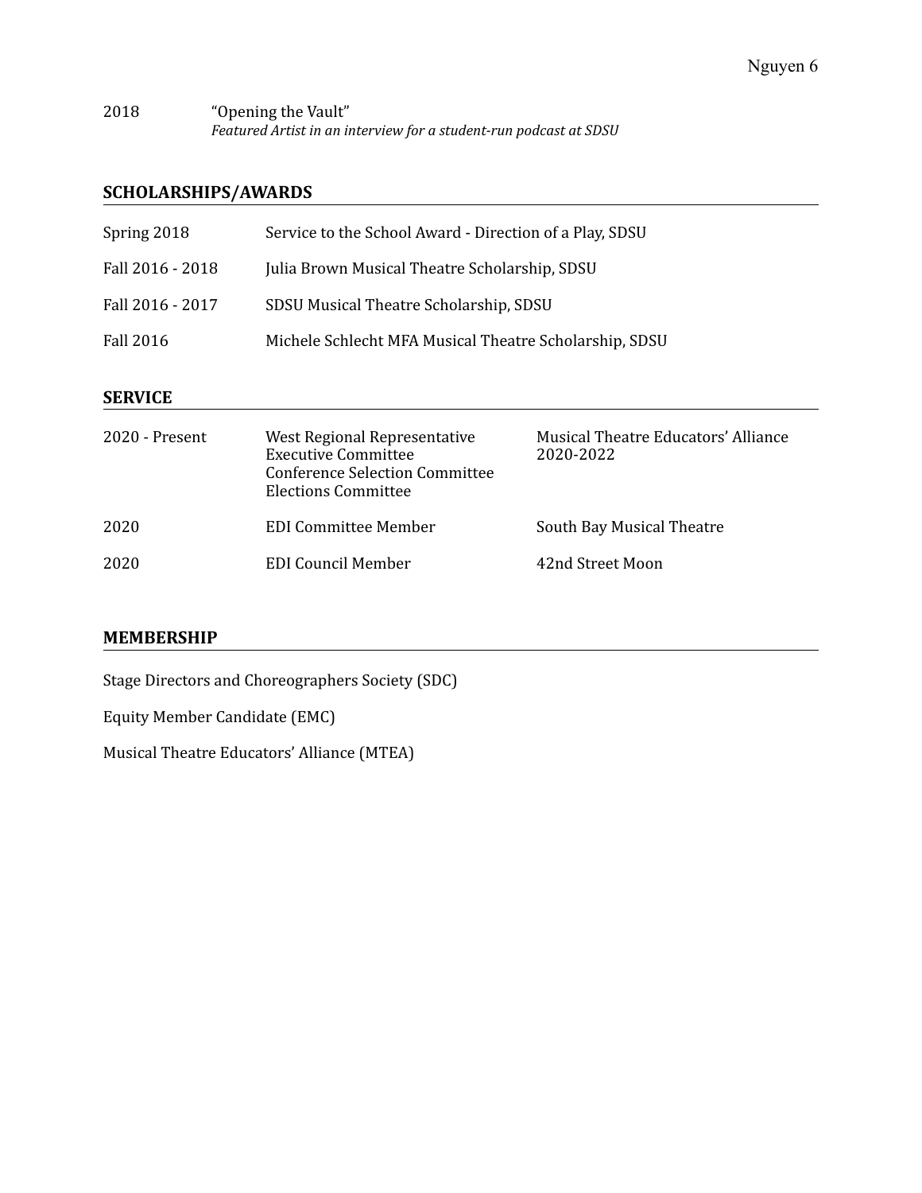| | |
|---|---|
| 2018 | "Opening the Vault"<br>*Featured Artist in an interview for a student-run podcast at SDSU* |

## SCHOLARSHIPS/AWARDS

| | |
|---|---|
| Spring 2018 | Service to the School Award - Direction of a Play, SDSU |
| Fall 2016 - 2018 | Julia Brown Musical Theatre Scholarship, SDSU |
| Fall 2016 - 2017 | SDSU Musical Theatre Scholarship, SDSU |
| Fall 2016 | Michele Schlecht MFA Musical Theatre Scholarship, SDSU |

## SERVICE

| | | |
|---|---|---|
| 2020 - Present | West Regional Representative<br>Executive Committee<br>Conference Selection Committee<br>Elections Committee | Musical Theatre Educators' Alliance<br>2020-2022 |
| 2020 | EDI Committee Member | South Bay Musical Theatre |
| 2020 | EDI Council Member | 42nd Street Moon |

## MEMBERSHIP

Stage Directors and Choreographers Society (SDC)

Equity Member Candidate (EMC)

Musical Theatre Educators' Alliance (MTEA)